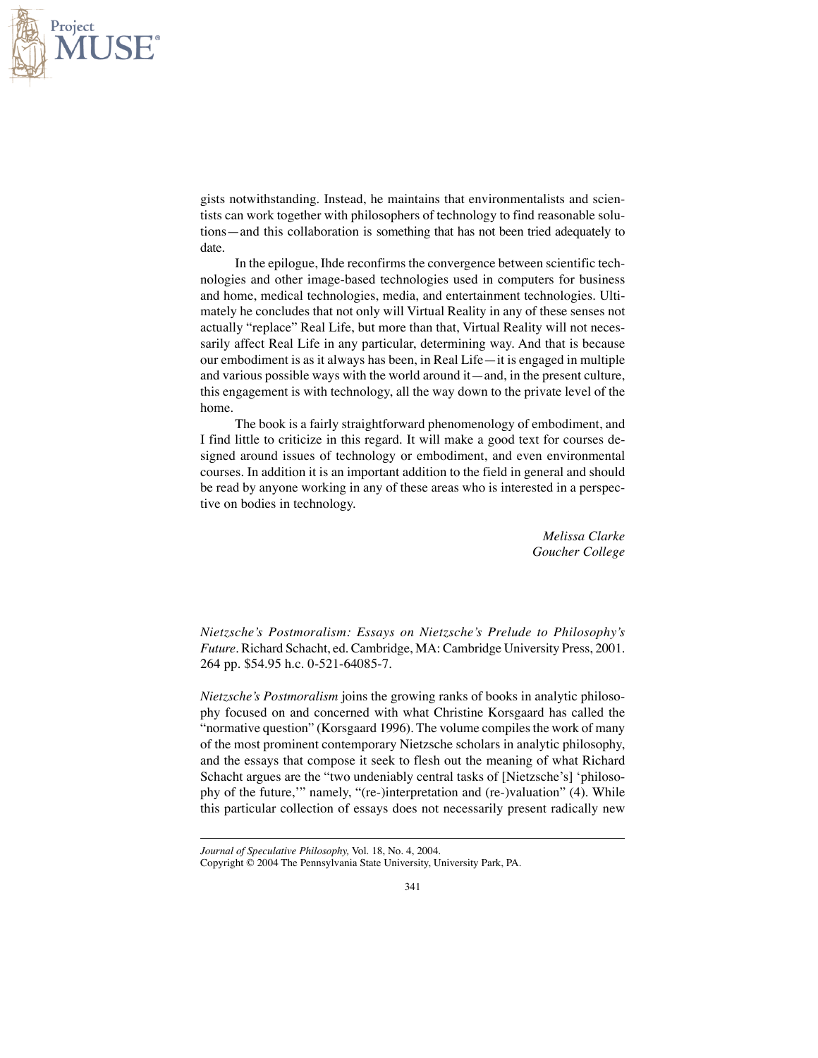gists notwithstanding. Instead, he maintains that environmentalists and scientists can work together with philosophers of technology to find reasonable solutions—and this collaboration is something that has not been tried adequately to date.

In the epilogue, Ihde reconfirms the convergence between scientific technologies and other image-based technologies used in computers for business and home, medical technologies, media, and entertainment technologies. Ultimately he concludes that not only will Virtual Reality in any of these senses not actually "replace" Real Life, but more than that, Virtual Reality will not necessarily affect Real Life in any particular, determining way. And that is because our embodiment is as it always has been, in Real Life—it is engaged in multiple and various possible ways with the world around it—and, in the present culture, this engagement is with technology, all the way down to the private level of the home.

The book is a fairly straightforward phenomenology of embodiment, and I find little to criticize in this regard. It will make a good text for courses designed around issues of technology or embodiment, and even environmental courses. In addition it is an important addition to the field in general and should be read by anyone working in any of these areas who is interested in a perspective on bodies in technology.

*Melissa Clarke*
*Goucher College*

*Nietzsche's Postmoralism: Essays on Nietzsche's Prelude to Philosophy's Future*. Richard Schacht, ed. Cambridge, MA: Cambridge University Press, 2001. 264 pp. $54.95 h.c. 0-521-64085-7.

*Nietzsche's Postmoralism* joins the growing ranks of books in analytic philosophy focused on and concerned with what Christine Korsgaard has called the "normative question" (Korsgaard 1996). The volume compiles the work of many of the most prominent contemporary Nietzsche scholars in analytic philosophy, and the essays that compose it seek to flesh out the meaning of what Richard Schacht argues are the "two undeniably central tasks of [Nietzsche's] 'philosophy of the future,'" namely, "(re-)interpretation and (re-)valuation" (4). While this particular collection of essays does not necessarily present radically new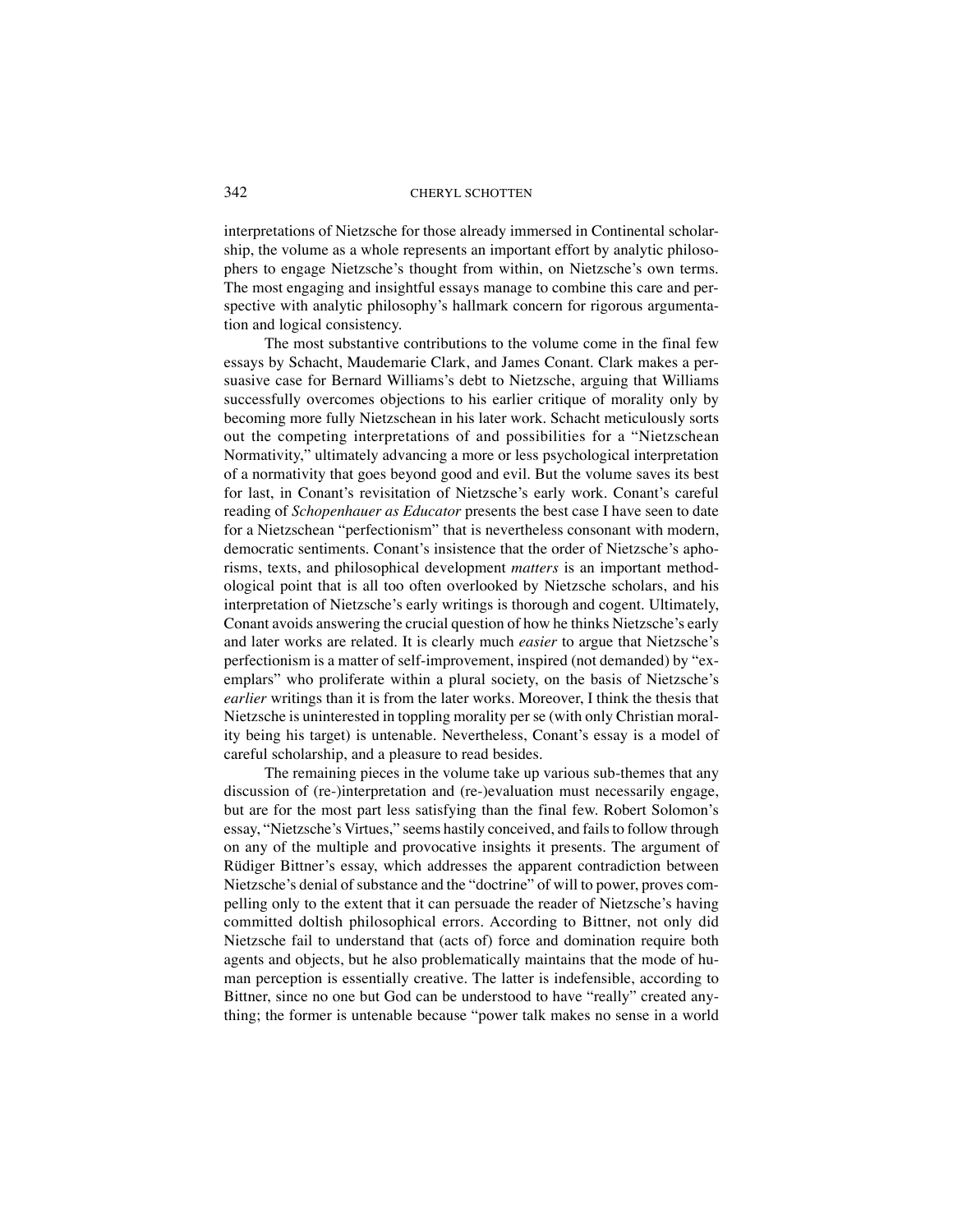interpretations of Nietzsche for those already immersed in Continental scholarship, the volume as a whole represents an important effort by analytic philosophers to engage Nietzsche's thought from within, on Nietzsche's own terms. The most engaging and insightful essays manage to combine this care and perspective with analytic philosophy's hallmark concern for rigorous argumentation and logical consistency.

The most substantive contributions to the volume come in the final few essays by Schacht, Maudemarie Clark, and James Conant. Clark makes a persuasive case for Bernard Williams's debt to Nietzsche, arguing that Williams successfully overcomes objections to his earlier critique of morality only by becoming more fully Nietzschean in his later work. Schacht meticulously sorts out the competing interpretations of and possibilities for a "Nietzschean Normativity," ultimately advancing a more or less psychological interpretation of a normativity that goes beyond good and evil. But the volume saves its best for last, in Conant's revisitation of Nietzsche's early work. Conant's careful reading of *Schopenhauer as Educator* presents the best case I have seen to date for a Nietzschean "perfectionism" that is nevertheless consonant with modern, democratic sentiments. Conant's insistence that the order of Nietzsche's aphorisms, texts, and philosophical development *matters* is an important methodological point that is all too often overlooked by Nietzsche scholars, and his interpretation of Nietzsche's early writings is thorough and cogent. Ultimately, Conant avoids answering the crucial question of how he thinks Nietzsche's early and later works are related. It is clearly much *easier* to argue that Nietzsche's perfectionism is a matter of self-improvement, inspired (not demanded) by "exemplars" who proliferate within a plural society, on the basis of Nietzsche's *earlier* writings than it is from the later works. Moreover, I think the thesis that Nietzsche is uninterested in toppling morality per se (with only Christian morality being his target) is untenable. Nevertheless, Conant's essay is a model of careful scholarship, and a pleasure to read besides.

The remaining pieces in the volume take up various sub-themes that any discussion of (re-)interpretation and (re-)evaluation must necessarily engage, but are for the most part less satisfying than the final few. Robert Solomon's essay, "Nietzsche's Virtues," seems hastily conceived, and fails to follow through on any of the multiple and provocative insights it presents. The argument of Rüdiger Bittner's essay, which addresses the apparent contradiction between Nietzsche's denial of substance and the "doctrine" of will to power, proves compelling only to the extent that it can persuade the reader of Nietzsche's having committed doltish philosophical errors. According to Bittner, not only did Nietzsche fail to understand that (acts of) force and domination require both agents and objects, but he also problematically maintains that the mode of human perception is essentially creative. The latter is indefensible, according to Bittner, since no one but God can be understood to have "really" created anything; the former is untenable because "power talk makes no sense in a world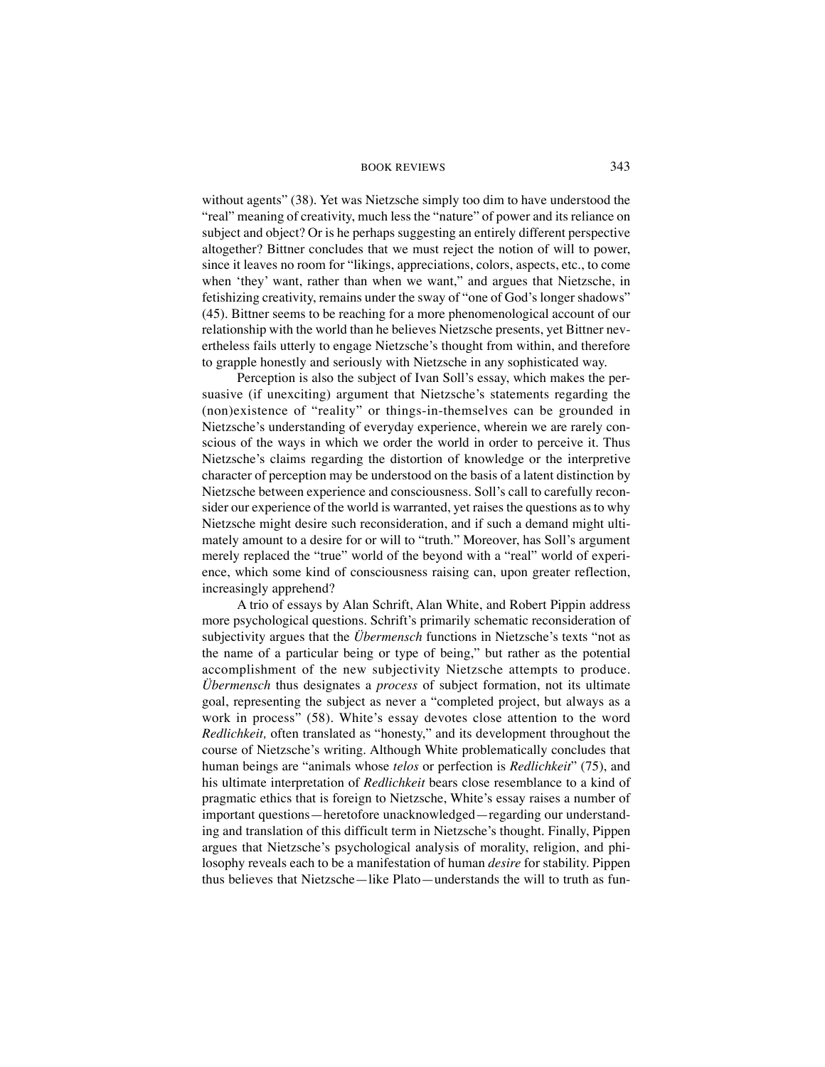without agents" (38). Yet was Nietzsche simply too dim to have understood the "real" meaning of creativity, much less the "nature" of power and its reliance on subject and object? Or is he perhaps suggesting an entirely different perspective altogether? Bittner concludes that we must reject the notion of will to power, since it leaves no room for "likings, appreciations, colors, aspects, etc., to come when 'they' want, rather than when we want," and argues that Nietzsche, in fetishizing creativity, remains under the sway of "one of God's longer shadows" (45). Bittner seems to be reaching for a more phenomenological account of our relationship with the world than he believes Nietzsche presents, yet Bittner nevertheless fails utterly to engage Nietzsche's thought from within, and therefore to grapple honestly and seriously with Nietzsche in any sophisticated way.

Perception is also the subject of Ivan Soll's essay, which makes the persuasive (if unexciting) argument that Nietzsche's statements regarding the (non)existence of "reality" or things-in-themselves can be grounded in Nietzsche's understanding of everyday experience, wherein we are rarely conscious of the ways in which we order the world in order to perceive it. Thus Nietzsche's claims regarding the distortion of knowledge or the interpretive character of perception may be understood on the basis of a latent distinction by Nietzsche between experience and consciousness. Soll's call to carefully reconsider our experience of the world is warranted, yet raises the questions as to why Nietzsche might desire such reconsideration, and if such a demand might ultimately amount to a desire for or will to "truth." Moreover, has Soll's argument merely replaced the "true" world of the beyond with a "real" world of experience, which some kind of consciousness raising can, upon greater reflection, increasingly apprehend?

A trio of essays by Alan Schrift, Alan White, and Robert Pippin address more psychological questions. Schrift's primarily schematic reconsideration of subjectivity argues that the *Übermensch* functions in Nietzsche's texts "not as the name of a particular being or type of being," but rather as the potential accomplishment of the new subjectivity Nietzsche attempts to produce. *Übermensch* thus designates a *process* of subject formation, not its ultimate goal, representing the subject as never a "completed project, but always as a work in process" (58). White's essay devotes close attention to the word *Redlichkeit,* often translated as "honesty," and its development throughout the course of Nietzsche's writing. Although White problematically concludes that human beings are "animals whose *telos* or perfection is *Redlichkeit*" (75), and his ultimate interpretation of *Redlichkeit* bears close resemblance to a kind of pragmatic ethics that is foreign to Nietzsche, White's essay raises a number of important questions—heretofore unacknowledged—regarding our understanding and translation of this difficult term in Nietzsche's thought. Finally, Pippen argues that Nietzsche's psychological analysis of morality, religion, and philosophy reveals each to be a manifestation of human *desire* for stability. Pippen thus believes that Nietzsche—like Plato—understands the will to truth as fun-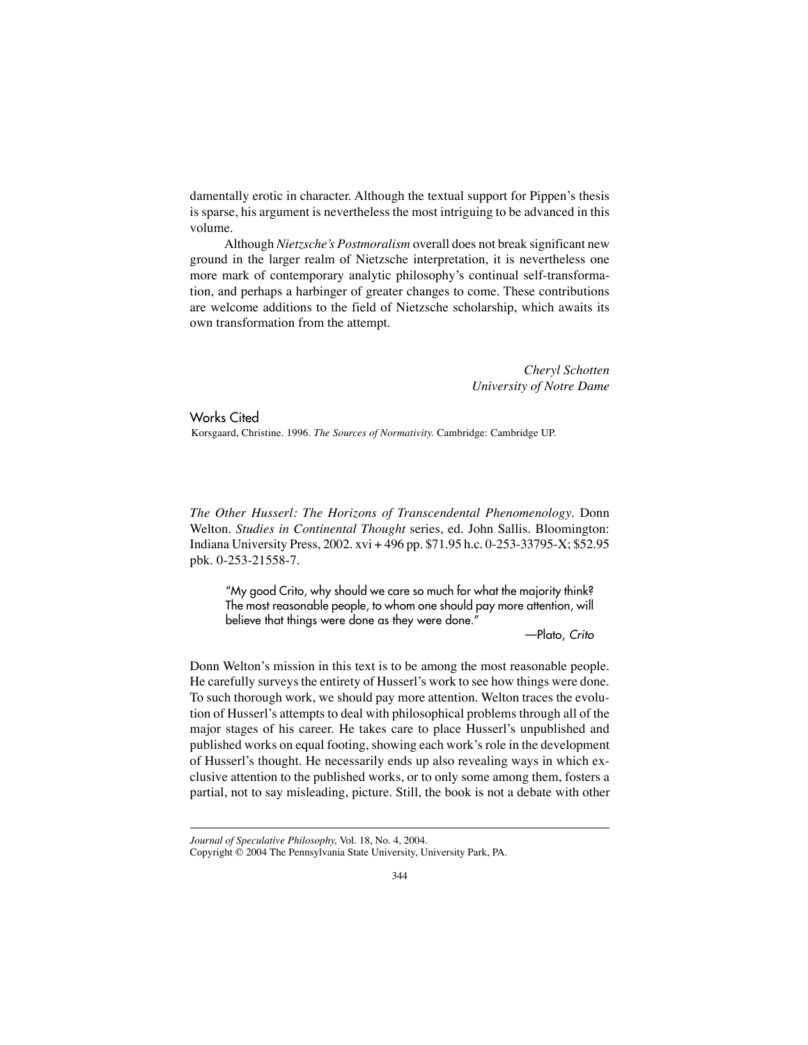damentally erotic in character. Although the textual support for Pippen's thesis is sparse, his argument is nevertheless the most intriguing to be advanced in this volume.

Although *Nietzsche's Postmoralism* overall does not break significant new ground in the larger realm of Nietzsche interpretation, it is nevertheless one more mark of contemporary analytic philosophy's continual self-transformation, and perhaps a harbinger of greater changes to come. These contributions are welcome additions to the field of Nietzsche scholarship, which awaits its own transformation from the attempt.

*Cheryl Schotten*
*University of Notre Dame*

## Works Cited

Korsgaard, Christine. 1996. *The Sources of Normativity.* Cambridge: Cambridge UP.

---

*The Other Husserl: The Horizons of Transcendental Phenomenology*. Donn Welton. *Studies in Continental Thought* series, ed. John Sallis. Bloomington: Indiana University Press, 2002. xvi + 496 pp. $71.95 h.c. 0-253-33795-X; $52.95 pbk. 0-253-21558-7.

> "My good Crito, why should we care so much for what the majority think? The most reasonable people, to whom one should pay more attention, will believe that things were done as they were done."
>
> —Plato, *Crito*

Donn Welton's mission in this text is to be among the most reasonable people. He carefully surveys the entirety of Husserl's work to see how things were done. To such thorough work, we should pay more attention. Welton traces the evolution of Husserl's attempts to deal with philosophical problems through all of the major stages of his career. He takes care to place Husserl's unpublished and published works on equal footing, showing each work's role in the development of Husserl's thought. He necessarily ends up also revealing ways in which exclusive attention to the published works, or to only some among them, fosters a partial, not to say misleading, picture. Still, the book is not a debate with other